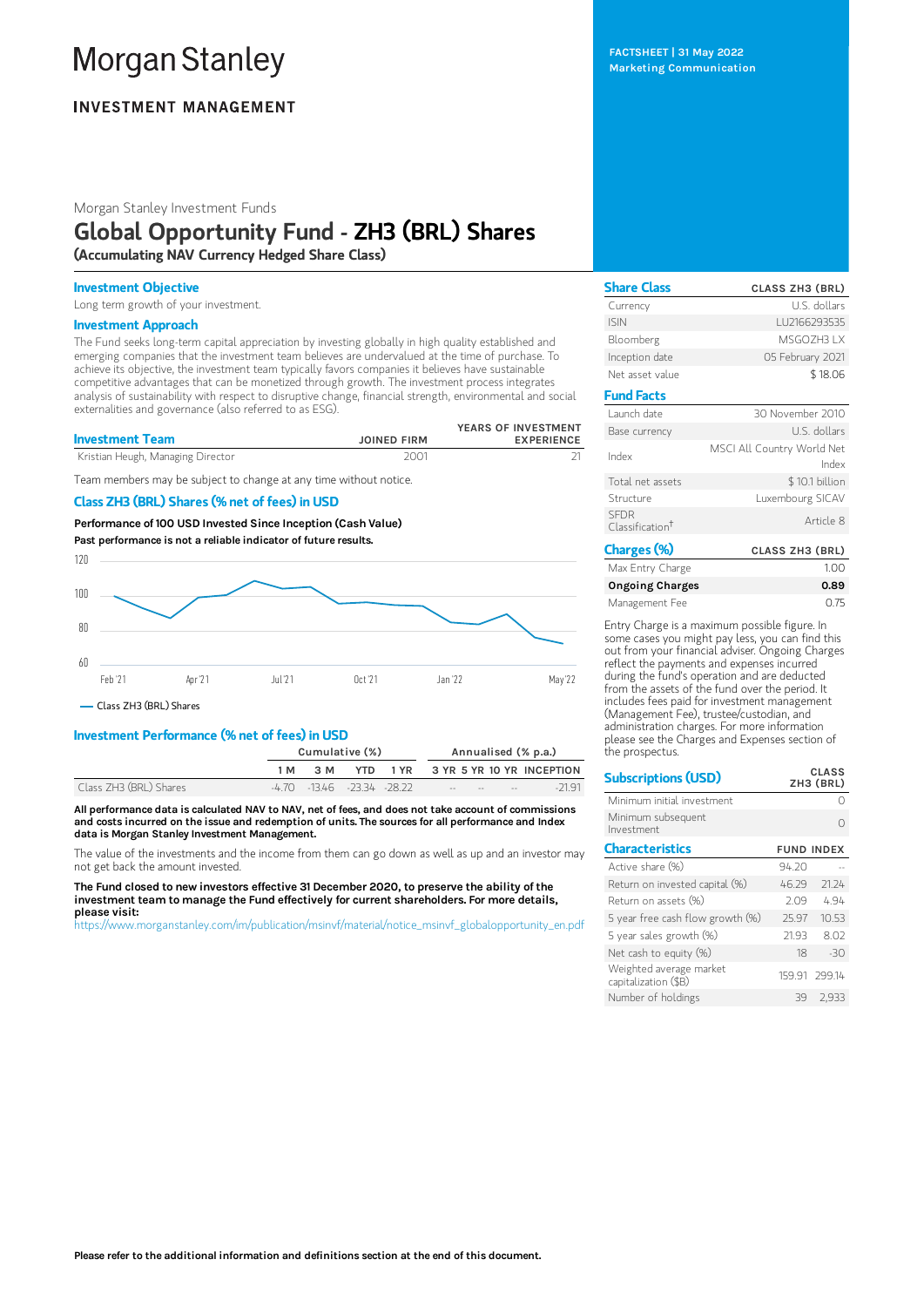# Morgan Stanley

**INVESTMENT MANAGEMENT**

FACTSHEET | 31 May 2022
Marketing Communication

Morgan Stanley Investment Funds

## Global Opportunity Fund - ZH3 (BRL) Shares

**(Accumulating NAV Currency Hedged Share Class)**

### Investment Objective

Long term growth of your investment.

### Investment Approach

The Fund seeks long-term capital appreciation by investing globally in high quality established and emerging companies that the investment team believes are undervalued at the time of purchase. To achieve its objective, the investment team typically favors companies it believes have sustainable competitive advantages that can be monetized through growth. The investment process integrates analysis of sustainability with respect to disruptive change, financial strength, environmental and social externalities and governance (also referred to as ESG).

| Investment Team | JOINED FIRM | YEARS OF INVESTMENT EXPERIENCE |
|---|---|---|
| Kristian Heugh, Managing Director | 2001 | 21 |

Team members may be subject to change at any time without notice.

### Class ZH3 (BRL) Shares (% net of fees) in USD

**Performance of 100 USD Invested Since Inception (Cash Value)**

**Past performance is not a reliable indicator of future results.**

— Class ZH3 (BRL) Shares

### Investment Performance (% net of fees) in USD

| | Cumulative (%) | | | | Annualised (% p.a.) | | | |
|---|---|---|---|---|---|---|---|---|
| | 1 M | 3 M | YTD | 1 YR | 3 YR | 5 YR | 10 YR | INCEPTION |
| Class ZH3 (BRL) Shares | -4.70 | -13.46 | -23.34 | -28.22 | -- | -- | -- | -21.91 |

**All performance data is calculated NAV to NAV, net of fees, and does not take account of commissions and costs incurred on the issue and redemption of units. The sources for all performance and Index data is Morgan Stanley Investment Management.**

The value of the investments and the income from them can go down as well as up and an investor may not get back the amount invested.

**The Fund closed to new investors effective 31 December 2020, to preserve the ability of the investment team to manage the Fund effectively for current shareholders. For more details, please visit:**
https://www.morganstanley.com/im/publication/msinvf/material/notice_msinvf_globalopportunity_en.pdf

| Share Class | CLASS ZH3 (BRL) |
|---|---|
| Currency | U.S. dollars |
| ISIN | LU2166293535 |
| Bloomberg | MSGOZH3 LX |
| Inception date | 05 February 2021 |
| Net asset value | $ 18.06 |

| Fund Facts | |
|---|---|
| Launch date | 30 November 2010 |
| Base currency | U.S. dollars |
| Index | MSCI All Country World Net Index |
| Total net assets | $ 10.1 billion |
| Structure | Luxembourg SICAV |
| SFDR Classification† | Article 8 |

| Charges (%) | CLASS ZH3 (BRL) |
|---|---|
| Max Entry Charge | 1.00 |
| **Ongoing Charges** | **0.89** |
| Management Fee | 0.75 |

Entry Charge is a maximum possible figure. In some cases you might pay less, you can find this out from your financial adviser. Ongoing Charges reflect the payments and expenses incurred during the fund's operation and are deducted from the assets of the fund over the period. It includes fees paid for investment management (Management Fee), trustee/custodian, and administration charges. For more information please see the Charges and Expenses section of the prospectus.

| Subscriptions (USD) | CLASS ZH3 (BRL) |
|---|---|
| Minimum initial investment | 0 |
| Minimum subsequent Investment | 0 |

| Characteristics | FUND | INDEX |
|---|---|---|
| Active share (%) | 94.20 | -- |
| Return on invested capital (%) | 46.29 | 21.24 |
| Return on assets (%) | 2.09 | 4.94 |
| 5 year free cash flow growth (%) | 25.97 | 10.53 |
| 5 year sales growth (%) | 21.93 | 8.02 |
| Net cash to equity (%) | 18 | -30 |
| Weighted average market capitalization ($B) | 159.91 | 299.14 |
| Number of holdings | 39 | 2,933 |

**Please refer to the additional information and definitions section at the end of this document.**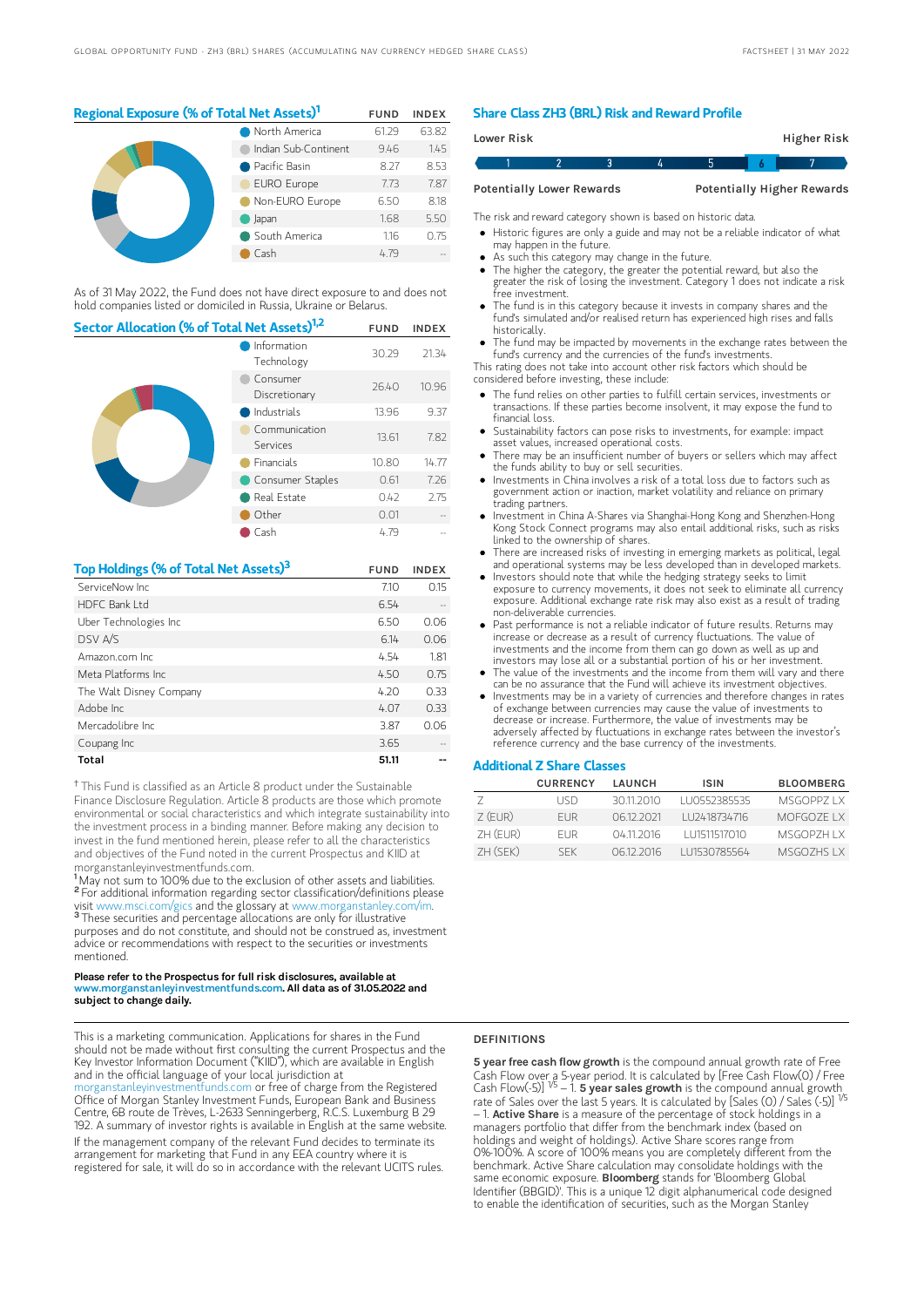## Regional Exposure (% of Total Net Assets)[1]

| | FUND | INDEX |
|---|---|---|
| North America | 61.29 | 63.82 |
| Indian Sub-Continent | 9.46 | 1.45 |
| Pacific Basin | 8.27 | 8.53 |
| EURO Europe | 7.73 | 7.87 |
| Non-EURO Europe | 6.50 | 8.18 |
| Japan | 1.68 | 5.50 |
| South America | 1.16 | 0.75 |
| Cash | 4.79 | -- |

As of 31 May 2022, the Fund does not have direct exposure to and does not hold companies listed or domiciled in Russia, Ukraine or Belarus.

## Sector Allocation (% of Total Net Assets)[1,2]

| | FUND | INDEX |
|---|---|---|
| Information Technology | 30.29 | 21.34 |
| Consumer Discretionary | 26.40 | 10.96 |
| Industrials | 13.96 | 9.37 |
| Communication Services | 13.61 | 7.82 |
| Financials | 10.80 | 14.77 |
| Consumer Staples | 0.61 | 7.26 |
| Real Estate | 0.42 | 2.75 |
| Other | 0.01 | -- |
| Cash | 4.79 | -- |

## Top Holdings (% of Total Net Assets)[3]

| | FUND | INDEX |
|---|---|---|
| ServiceNow Inc | 7.10 | 0.15 |
| HDFC Bank Ltd | 6.54 | -- |
| Uber Technologies Inc | 6.50 | 0.06 |
| DSV A/S | 6.14 | 0.06 |
| Amazon.com Inc | 4.54 | 1.81 |
| Meta Platforms Inc | 4.50 | 0.75 |
| The Walt Disney Company | 4.20 | 0.33 |
| Adobe Inc | 4.07 | 0.33 |
| Mercadolibre Inc | 3.87 | 0.06 |
| Coupang Inc | 3.65 | -- |
| **Total** | **51.11** | **--** |

† This Fund is classified as an Article 8 product under the Sustainable Finance Disclosure Regulation. Article 8 products are those which promote environmental or social characteristics and which integrate sustainability into the investment process in a binding manner. Before making any decision to invest in the fund mentioned herein, please refer to all the characteristics and objectives of the Fund noted in the current Prospectus and KIID at morganstanleyinvestmentfunds.com.

[1] May not sum to 100% due to the exclusion of other assets and liabilities.

[2] For additional information regarding sector classification/definitions please visit www.msci.com/gics and the glossary at www.morganstanley.com/im.

[3] These securities and percentage allocations are only for illustrative purposes and do not constitute, and should not be construed as, investment advice or recommendations with respect to the securities or investments mentioned.

**Please refer to the Prospectus for full risk disclosures, available at www.morganstanleyinvestmentfunds.com. All data as of 31.05.2022 and subject to change daily.**

## Share Class ZH3 (BRL) Risk and Reward Profile

| Lower Risk | | | | | | Higher Risk |
|---|---|---|---|---|---|---|
| 1 | 2 | 3 | 4 | 5 | **6** | 7 |
| Potentially Lower Rewards | | | | | | Potentially Higher Rewards |

The risk and reward category shown is based on historic data.

- Historic figures are only a guide and may not be a reliable indicator of what may happen in the future.
- As such this category may change in the future.
- The higher the category, the greater the potential reward, but also the greater the risk of losing the investment. Category 1 does not indicate a risk free investment.
- The fund is in this category because it invests in company shares and the fund's simulated and/or realised return has experienced high rises and falls historically.
- The fund may be impacted by movements in the exchange rates between the fund's currency and the currencies of the fund's investments.

This rating does not take into account other risk factors which should be considered before investing, these include:

- The fund relies on other parties to fulfill certain services, investments or transactions. If these parties become insolvent, it may expose the fund to financial loss.
- Sustainability factors can pose risks to investments, for example: impact asset values, increased operational costs.
- There may be an insufficient number of buyers or sellers which may affect the funds ability to buy or sell securities.
- Investments in China involves a risk of a total loss due to factors such as government action or inaction, market volatility and reliance on primary trading partners.
- Investment in China A-Shares via Shanghai-Hong Kong and Shenzhen-Hong Kong Stock Connect programs may also entail additional risks, such as risks linked to the ownership of shares.
- There are increased risks of investing in emerging markets as political, legal and operational systems may be less developed than in developed markets.
- Investors should note that while the hedging strategy seeks to limit exposure to currency movements, it does not seek to eliminate all currency exposure. Additional exchange rate risk may also exist as a result of trading non-deliverable currencies.
- Past performance is not a reliable indicator of future results. Returns may increase or decrease as a result of currency fluctuations. The value of investments and the income from them can go down as well as up and investors may lose all or a substantial portion of his or her investment.
- The value of the investments and the income from them will vary and there can be no assurance that the Fund will achieve its investment objectives.
- Investments may be in a variety of currencies and therefore changes in rates of exchange between currencies may cause the value of investments to decrease or increase. Furthermore, the value of investments may be adversely affected by fluctuations in exchange rates between the investor's reference currency and the base currency of the investments.

## Additional Z Share Classes

| | CURRENCY | LAUNCH | ISIN | BLOOMBERG |
|---|---|---|---|---|
| Z | USD | 30.11.2010 | LU0552385535 | MSGOPPZ LX |
| Z (EUR) | EUR | 06.12.2021 | LU2418734716 | MOFGOZE LX |
| ZH (EUR) | EUR | 04.11.2016 | LU1511517010 | MSGOPZH LX |
| ZH (SEK) | SEK | 06.12.2016 | LU1530785564 | MSGOZHS LX |

This is a marketing communication. Applications for shares in the Fund should not be made without first consulting the current Prospectus and the Key Investor Information Document ("KIID"), which are available in English and in the official language of your local jurisdiction at morganstanleyinvestmentfunds.com or free of charge from the Registered Office of Morgan Stanley Investment Funds, European Bank and Business Centre, 6B route de Trèves, L-2633 Senningerberg, R.C.S. Luxemburg B 29 192. A summary of investor rights is available in English at the same website.

If the management company of the relevant Fund decides to terminate its arrangement for marketing that Fund in any EEA country where it is registered for sale, it will do so in accordance with the relevant UCITS rules.

### DEFINITIONS

**5 year free cash flow growth** is the compound annual growth rate of Free Cash Flow over a 5-year period. It is calculated by [Free Cash Flow(0) / Free Cash Flow(-5)] $^{1/5}$ – 1. **5 year sales growth** is the compound annual growth rate of Sales over the last 5 years. It is calculated by [Sales (0) / Sales (-5)] $^{1/5}$ – 1. **Active Share** is a measure of the percentage of stock holdings in a managers portfolio that differ from the benchmark index (based on holdings and weight of holdings). Active Share scores range from 0%-100%. A score of 100% means you are completely different from the benchmark. Active Share calculation may consolidate holdings with the same economic exposure. **Bloomberg** stands for 'Bloomberg Global Identifier (BBGID)'. This is a unique 12 digit alphanumerical code designed to enable the identification of securities, such as the Morgan Stanley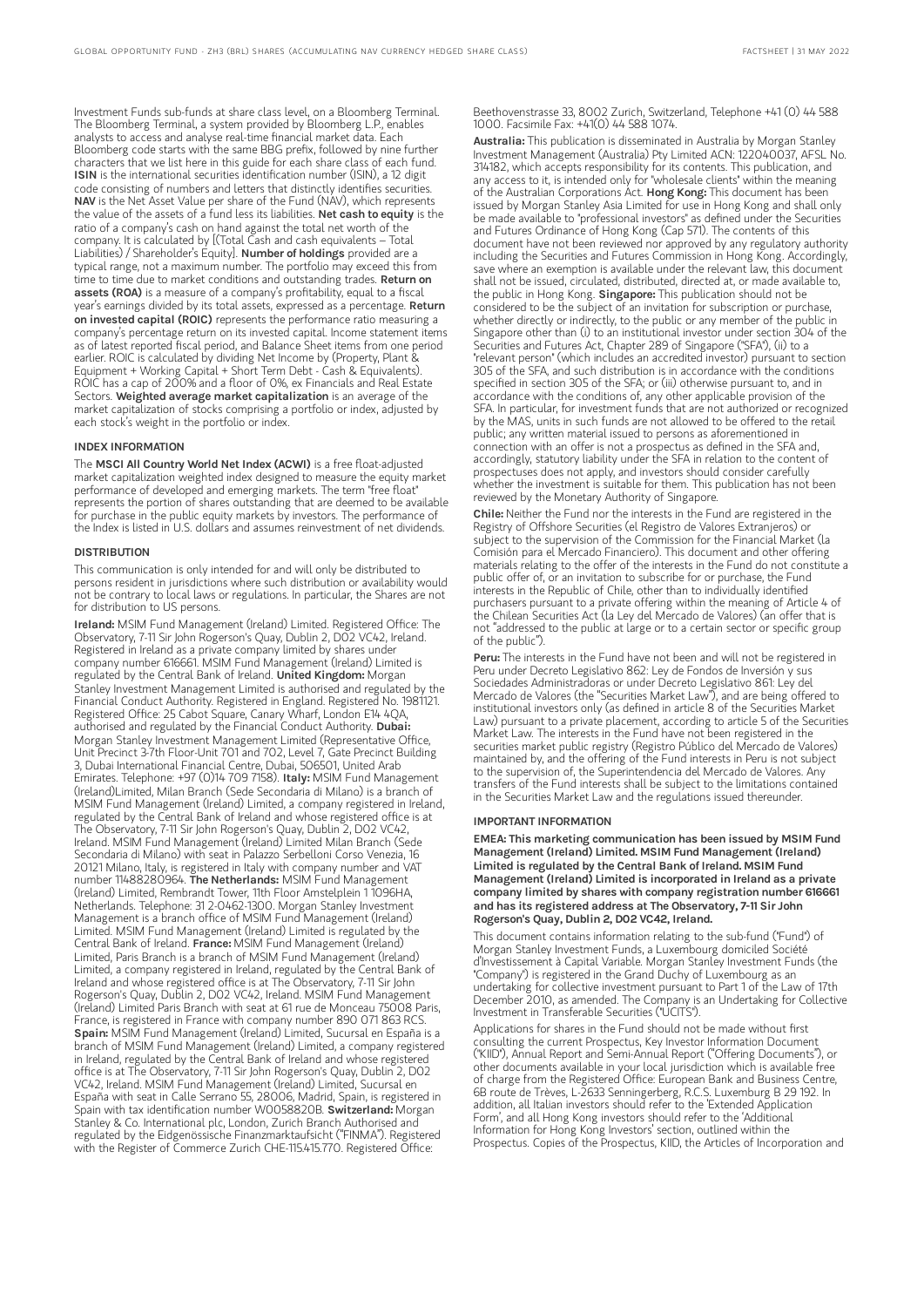Investment Funds sub-funds at share class level, on a Bloomberg Terminal. The Bloomberg Terminal, a system provided by Bloomberg L.P., enables analysts to access and analyse real-time financial market data. Each Bloomberg code starts with the same BBG prefix, followed by nine further characters that we list here in this guide for each share class of each fund. **ISIN** is the international securities identification number (ISIN), a 12 digit code consisting of numbers and letters that distinctly identifies securities. **NAV** is the Net Asset Value per share of the Fund (NAV), which represents the value of the assets of a fund less its liabilities. **Net cash to equity** is the ratio of a company's cash on hand against the total net worth of the company. It is calculated by [(Total Cash and cash equivalents – Total Liabilities) / Shareholder's Equity]. **Number of holdings** provided are a typical range, not a maximum number. The portfolio may exceed this from time to time due to market conditions and outstanding trades. **Return on assets (ROA)** is a measure of a company's profitability, equal to a fiscal year's earnings divided by its total assets, expressed as a percentage. **Return on invested capital (ROIC)** represents the performance ratio measuring a company's percentage return on its invested capital. Income statement items as of latest reported fiscal period, and Balance Sheet items from one period earlier. ROIC is calculated by dividing Net Income by (Property, Plant & Equipment + Working Capital + Short Term Debt - Cash & Equivalents). ROIC has a cap of 200% and a floor of 0%, ex Financials and Real Estate Sectors. **Weighted average market capitalization** is an average of the market capitalization of stocks comprising a portfolio or index, adjusted by each stock's weight in the portfolio or index.

## INDEX INFORMATION

The **MSCI All Country World Net Index (ACWI)** is a free float-adjusted market capitalization weighted index designed to measure the equity market performance of developed and emerging markets. The term "free float" represents the portion of shares outstanding that are deemed to be available for purchase in the public equity markets by investors. The performance of the Index is listed in U.S. dollars and assumes reinvestment of net dividends.

## DISTRIBUTION

This communication is only intended for and will only be distributed to persons resident in jurisdictions where such distribution or availability would not be contrary to local laws or regulations. In particular, the Shares are not for distribution to US persons.

**Ireland:** MSIM Fund Management (Ireland) Limited. Registered Office: The Observatory, 7-11 Sir John Rogerson's Quay, Dublin 2, D02 VC42, Ireland. Registered in Ireland as a private company limited by shares under company number 616661. MSIM Fund Management (Ireland) Limited is regulated by the Central Bank of Ireland. **United Kingdom:** Morgan Stanley Investment Management Limited is authorised and regulated by the Financial Conduct Authority. Registered in England. Registered No. 1981121. Registered Office: 25 Cabot Square, Canary Wharf, London E14 4QA, authorised and regulated by the Financial Conduct Authority. **Dubai:** Morgan Stanley Investment Management Limited (Representative Office, Unit Precinct 3-7th Floor-Unit 701 and 702, Level 7, Gate Precinct Building 3, Dubai International Financial Centre, Dubai, 506501, United Arab Emirates. Telephone: +97 (0)14 709 7158). **Italy:** MSIM Fund Management (Ireland)Limited, Milan Branch (Sede Secondaria di Milano) is a branch of MSIM Fund Management (Ireland) Limited, a company registered in Ireland, regulated by the Central Bank of Ireland and whose registered office is at The Observatory, 7-11 Sir John Rogerson's Quay, Dublin 2, D02 VC42, Ireland. MSIM Fund Management (Ireland) Limited Milan Branch (Sede Secondaria di Milano) with seat in Palazzo Serbelloni Corso Venezia, 16 20121 Milano, Italy, is registered in Italy with company number and VAT number 11488280964. **The Netherlands:** MSIM Fund Management (Ireland) Limited, Rembrandt Tower, 11th Floor Amstelplein 1 1096HA, Netherlands. Telephone: 31 2-0462-1300. Morgan Stanley Investment Management is a branch office of MSIM Fund Management (Ireland) Limited. MSIM Fund Management (Ireland) Limited is regulated by the Central Bank of Ireland. **France:** MSIM Fund Management (Ireland) Limited, Paris Branch is a branch of MSIM Fund Management (Ireland) Limited, a company registered in Ireland, regulated by the Central Bank of Ireland and whose registered office is at The Observatory, 7-11 Sir John Rogerson's Quay, Dublin 2, D02 VC42, Ireland. MSIM Fund Management (Ireland) Limited Paris Branch with seat at 61 rue de Monceau 75008 Paris, France, is registered in France with company number 890 071 863 RCS. **Spain:** MSIM Fund Management (Ireland) Limited, Sucursal en España is a branch of MSIM Fund Management (Ireland) Limited, a company registered in Ireland, regulated by the Central Bank of Ireland and whose registered office is at The Observatory, 7-11 Sir John Rogerson's Quay, Dublin 2, D02 VC42, Ireland. MSIM Fund Management (Ireland) Limited, Sucursal en España with seat in Calle Serrano 55, 28006, Madrid, Spain, is registered in Spain with tax identification number W0058820B. **Switzerland:** Morgan Stanley & Co. International plc, London, Zurich Branch Authorised and regulated by the Eidgenössische Finanzmarktaufsicht ("FINMA"). Registered with the Register of Commerce Zurich CHE-115.415.770. Registered Office: Beethovenstrasse 33, 8002 Zurich, Switzerland, Telephone +41 (0) 44 588 1000. Facsimile Fax: +41(0) 44 588 1074.

**Australia:** This publication is disseminated in Australia by Morgan Stanley Investment Management (Australia) Pty Limited ACN: 122040037, AFSL No. 314182, which accepts responsibility for its contents. This publication, and any access to it, is intended only for "wholesale clients" within the meaning of the Australian Corporations Act. **Hong Kong:** This document has been issued by Morgan Stanley Asia Limited for use in Hong Kong and shall only be made available to "professional investors" as defined under the Securities and Futures Ordinance of Hong Kong (Cap 571). The contents of this document have not been reviewed nor approved by any regulatory authority including the Securities and Futures Commission in Hong Kong. Accordingly, save where an exemption is available under the relevant law, this document shall not be issued, circulated, distributed, directed at, or made available to, the public in Hong Kong. **Singapore:** This publication should not be considered to be the subject of an invitation for subscription or purchase, whether directly or indirectly, to the public or any member of the public in Singapore other than (i) to an institutional investor under section 304 of the Securities and Futures Act, Chapter 289 of Singapore ("SFA"), (ii) to a "relevant person" (which includes an accredited investor) pursuant to section 305 of the SFA, and such distribution is in accordance with the conditions specified in section 305 of the SFA; or (iii) otherwise pursuant to, and in accordance with the conditions of, any other applicable provision of the SFA. In particular, for investment funds that are not authorized or recognized by the MAS, units in such funds are not allowed to be offered to the retail public; any written material issued to persons as aforementioned in connection with an offer is not a prospectus as defined in the SFA and, accordingly, statutory liability under the SFA in relation to the content of prospectuses does not apply, and investors should consider carefully whether the investment is suitable for them. This publication has not been reviewed by the Monetary Authority of Singapore.

**Chile:** Neither the Fund nor the interests in the Fund are registered in the Registry of Offshore Securities (el Registro de Valores Extranjeros) or subject to the supervision of the Commission for the Financial Market (la Comisión para el Mercado Financiero). This document and other offering materials relating to the offer of the interests in the Fund do not constitute a public offer of, or an invitation to subscribe for or purchase, the Fund interests in the Republic of Chile, other than to individually identified purchasers pursuant to a private offering within the meaning of Article 4 of the Chilean Securities Act (la Ley del Mercado de Valores) (an offer that is not "addressed to the public at large or to a certain sector or specific group of the public").

**Peru:** The interests in the Fund have not been and will not be registered in Peru under Decreto Legislativo 862: Ley de Fondos de Inversión y sus Sociedades Administradoras or under Decreto Legislativo 861: Ley del Mercado de Valores (the "Securities Market Law"), and are being offered to institutional investors only (as defined in article 8 of the Securities Market Law) pursuant to a private placement, according to article 5 of the Securities Market Law. The interests in the Fund have not been registered in the securities market public registry (Registro Público del Mercado de Valores) maintained by, and the offering of the Fund interests in Peru is not subject to the supervision of, the Superintendencia del Mercado de Valores. Any transfers of the Fund interests shall be subject to the limitations contained in the Securities Market Law and the regulations issued thereunder.

## IMPORTANT INFORMATION

**EMEA: This marketing communication has been issued by MSIM Fund Management (Ireland) Limited. MSIM Fund Management (Ireland) Limited is regulated by the Central Bank of Ireland. MSIM Fund Management (Ireland) Limited is incorporated in Ireland as a private company limited by shares with company registration number 616661 and has its registered address at The Observatory, 7-11 Sir John Rogerson's Quay, Dublin 2, D02 VC42, Ireland.**

This document contains information relating to the sub-fund ("Fund") of Morgan Stanley Investment Funds, a Luxembourg domiciled Société d'Investissement à Capital Variable. Morgan Stanley Investment Funds (the "Company") is registered in the Grand Duchy of Luxembourg as an undertaking for collective investment pursuant to Part 1 of the Law of 17th December 2010, as amended. The Company is an Undertaking for Collective Investment in Transferable Securities ("UCITS").

Applications for shares in the Fund should not be made without first consulting the current Prospectus, Key Investor Information Document ("KIID"), Annual Report and Semi-Annual Report ("Offering Documents"), or other documents available in your local jurisdiction which is available free of charge from the Registered Office: European Bank and Business Centre, 6B route de Trèves, L-2633 Senningerberg, R.C.S. Luxemburg B 29 192. In addition, all Italian investors should refer to the 'Extended Application Form', and all Hong Kong investors should refer to the 'Additional Information for Hong Kong Investors' section, outlined within the Prospectus. Copies of the Prospectus, KIID, the Articles of Incorporation and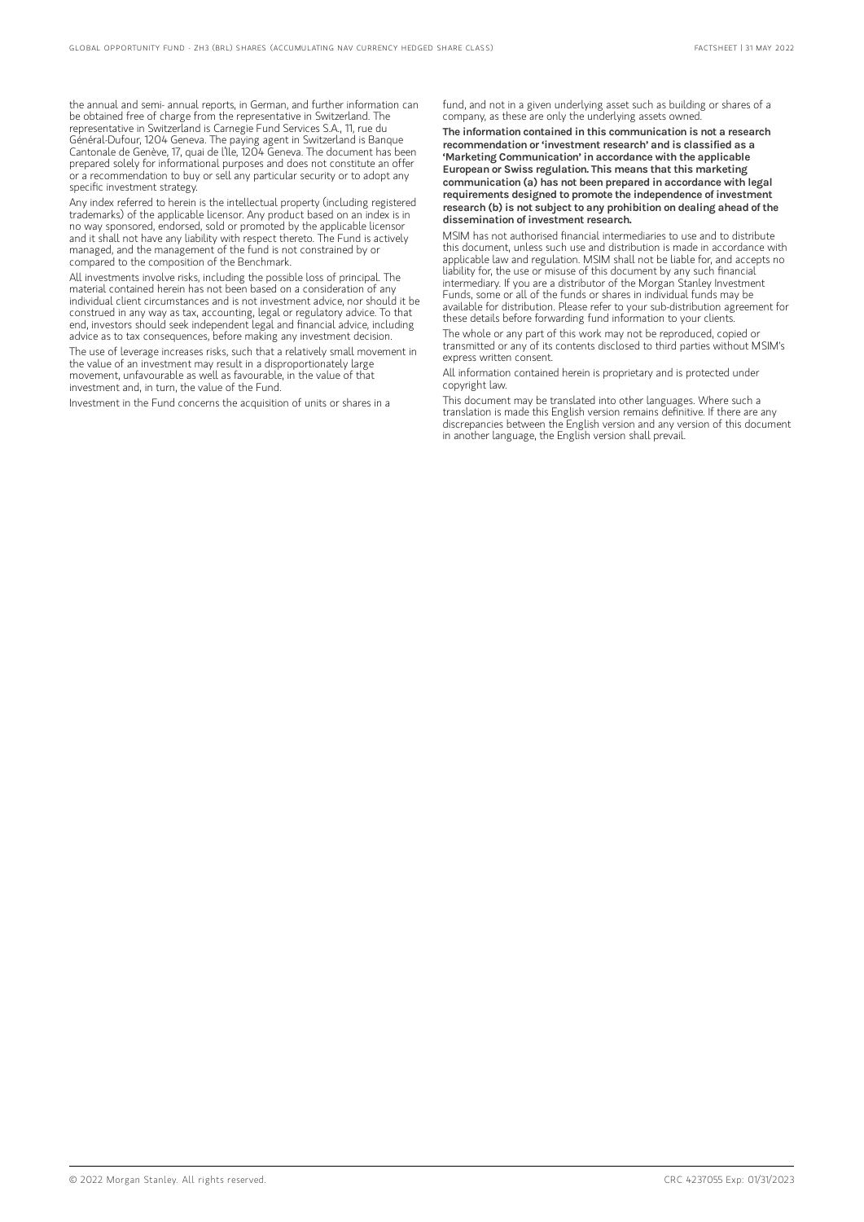the annual and semi- annual reports, in German, and further information can be obtained free of charge from the representative in Switzerland. The representative in Switzerland is Carnegie Fund Services S.A., 11, rue du Général-Dufour, 1204 Geneva. The paying agent in Switzerland is Banque Cantonale de Genève, 17, quai de l'Ile, 1204 Geneva. The document has been prepared solely for informational purposes and does not constitute an offer or a recommendation to buy or sell any particular security or to adopt any specific investment strategy.

Any index referred to herein is the intellectual property (including registered trademarks) of the applicable licensor. Any product based on an index is in no way sponsored, endorsed, sold or promoted by the applicable licensor and it shall not have any liability with respect thereto. The Fund is actively managed, and the management of the fund is not constrained by or compared to the composition of the Benchmark.

All investments involve risks, including the possible loss of principal. The material contained herein has not been based on a consideration of any individual client circumstances and is not investment advice, nor should it be construed in any way as tax, accounting, legal or regulatory advice. To that end, investors should seek independent legal and financial advice, including advice as to tax consequences, before making any investment decision.

The use of leverage increases risks, such that a relatively small movement in the value of an investment may result in a disproportionately large movement, unfavourable as well as favourable, in the value of that investment and, in turn, the value of the Fund.

Investment in the Fund concerns the acquisition of units or shares in a fund, and not in a given underlying asset such as building or shares of a company, as these are only the underlying assets owned.

**The information contained in this communication is not a research recommendation or 'investment research' and is classified as a 'Marketing Communication' in accordance with the applicable European or Swiss regulation. This means that this marketing communication (a) has not been prepared in accordance with legal requirements designed to promote the independence of investment research (b) is not subject to any prohibition on dealing ahead of the dissemination of investment research.**

MSIM has not authorised financial intermediaries to use and to distribute this document, unless such use and distribution is made in accordance with applicable law and regulation. MSIM shall not be liable for, and accepts no liability for, the use or misuse of this document by any such financial intermediary. If you are a distributor of the Morgan Stanley Investment Funds, some or all of the funds or shares in individual funds may be available for distribution. Please refer to your sub-distribution agreement for these details before forwarding fund information to your clients.

The whole or any part of this work may not be reproduced, copied or transmitted or any of its contents disclosed to third parties without MSIM's express written consent.

All information contained herein is proprietary and is protected under copyright law.

This document may be translated into other languages. Where such a translation is made this English version remains definitive. If there are any discrepancies between the English version and any version of this document in another language, the English version shall prevail.

© 2022 Morgan Stanley. All rights reserved.

CRC 4237055 Exp: 01/31/2023